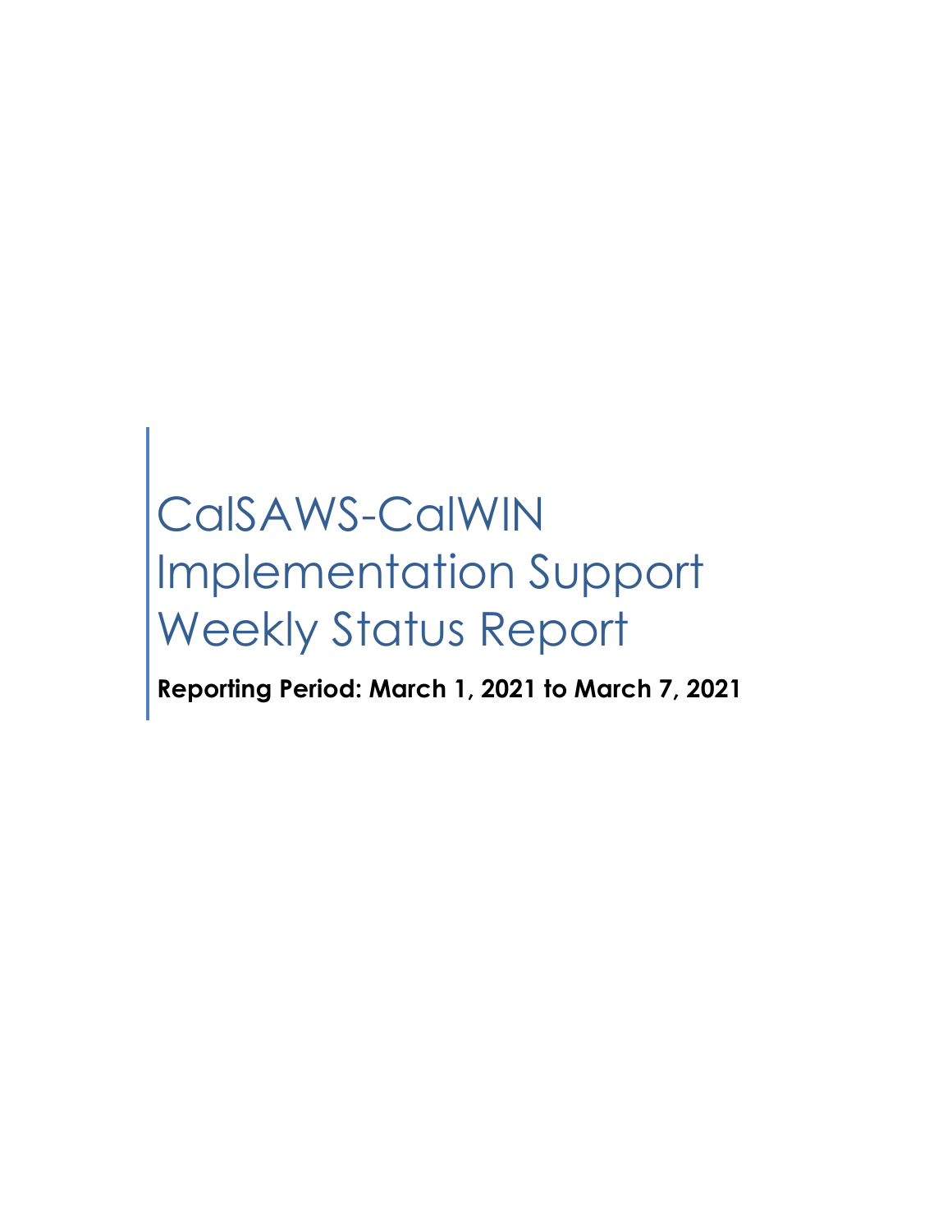# CalSAWS-CalWIN Implementation Support Weekly Status Report

**Reporting Period: March 1, 2021 to March 7, 2021**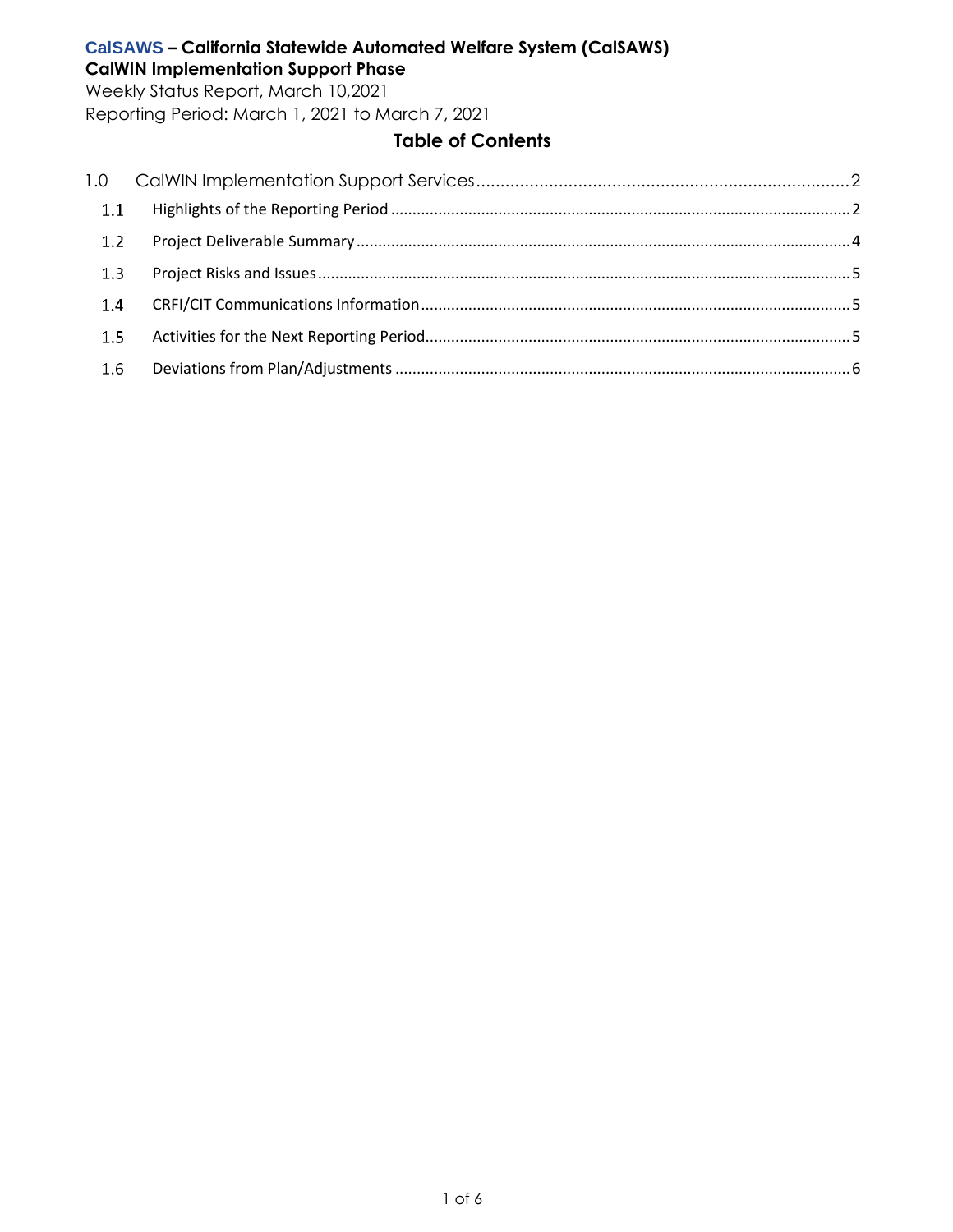**CalSAWS – California Statewide Automated Welfare System (CalSAWS)**
**CalWIN Implementation Support Phase**
Weekly Status Report, March 10,2021
Reporting Period: March 1, 2021 to March 7, 2021

## Table of Contents

1.0 CalWIN Implementation Support Services ....................2
- 1.1 Highlights of the Reporting Period ....................2
- 1.2 Project Deliverable Summary ....................4
- 1.3 Project Risks and Issues ....................5
- 1.4 CRFI/CIT Communications Information ....................5
- 1.5 Activities for the Next Reporting Period ....................5
- 1.6 Deviations from Plan/Adjustments ....................6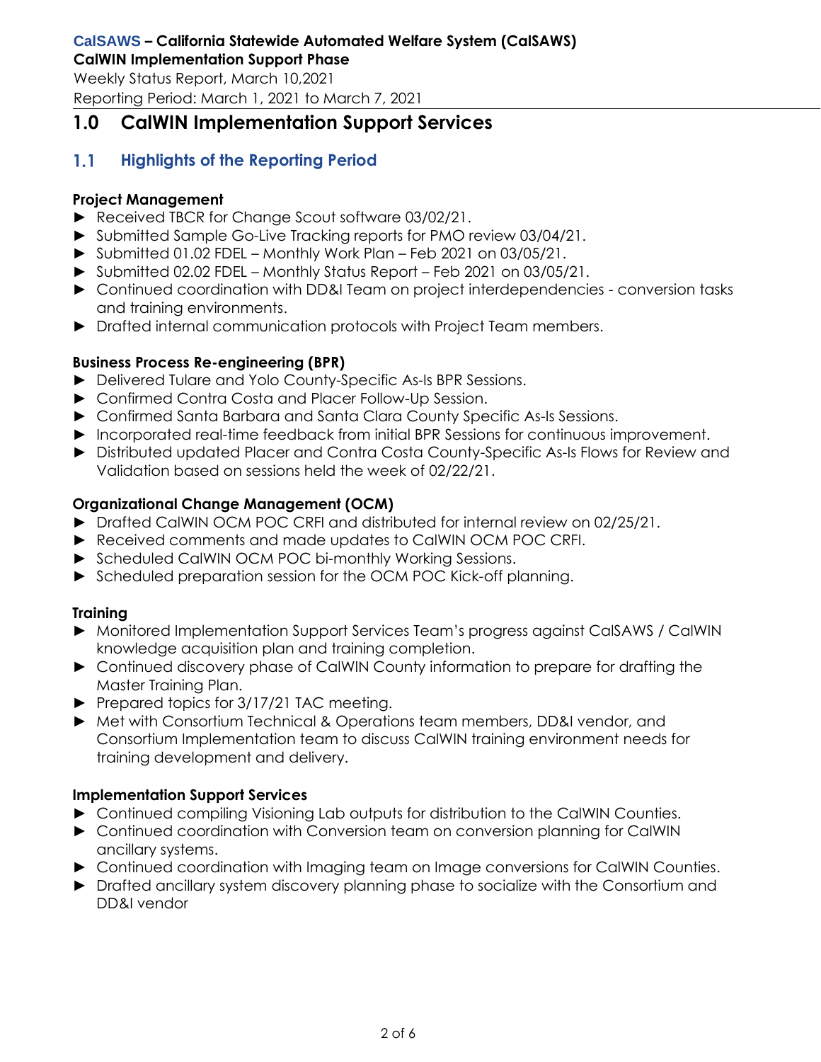# 1.0 CalWIN Implementation Support Services

## 1.1 Highlights of the Reporting Period

**Project Management**

- Received TBCR for Change Scout software 03/02/21.
- Submitted Sample Go-Live Tracking reports for PMO review 03/04/21.
- Submitted 01.02 FDEL – Monthly Work Plan – Feb 2021 on 03/05/21.
- Submitted 02.02 FDEL – Monthly Status Report – Feb 2021 on 03/05/21.
- Continued coordination with DD&I Team on project interdependencies - conversion tasks and training environments.
- Drafted internal communication protocols with Project Team members.

**Business Process Re-engineering (BPR)**

- Delivered Tulare and Yolo County-Specific As-Is BPR Sessions.
- Confirmed Contra Costa and Placer Follow-Up Session.
- Confirmed Santa Barbara and Santa Clara County Specific As-Is Sessions.
- Incorporated real-time feedback from initial BPR Sessions for continuous improvement.
- Distributed updated Placer and Contra Costa County-Specific As-Is Flows for Review and Validation based on sessions held the week of 02/22/21.

**Organizational Change Management (OCM)**

- Drafted CalWIN OCM POC CRFI and distributed for internal review on 02/25/21.
- Received comments and made updates to CalWIN OCM POC CRFI.
- Scheduled CalWIN OCM POC bi-monthly Working Sessions.
- Scheduled preparation session for the OCM POC Kick-off planning.

**Training**

- Monitored Implementation Support Services Team's progress against CalSAWS / CalWIN knowledge acquisition plan and training completion.
- Continued discovery phase of CalWIN County information to prepare for drafting the Master Training Plan.
- Prepared topics for 3/17/21 TAC meeting.
- Met with Consortium Technical & Operations team members, DD&I vendor, and Consortium Implementation team to discuss CalWIN training environment needs for training development and delivery.

**Implementation Support Services**

- Continued compiling Visioning Lab outputs for distribution to the CalWIN Counties.
- Continued coordination with Conversion team on conversion planning for CalWIN ancillary systems.
- Continued coordination with Imaging team on Image conversions for CalWIN Counties.
- Drafted ancillary system discovery planning phase to socialize with the Consortium and DD&I vendor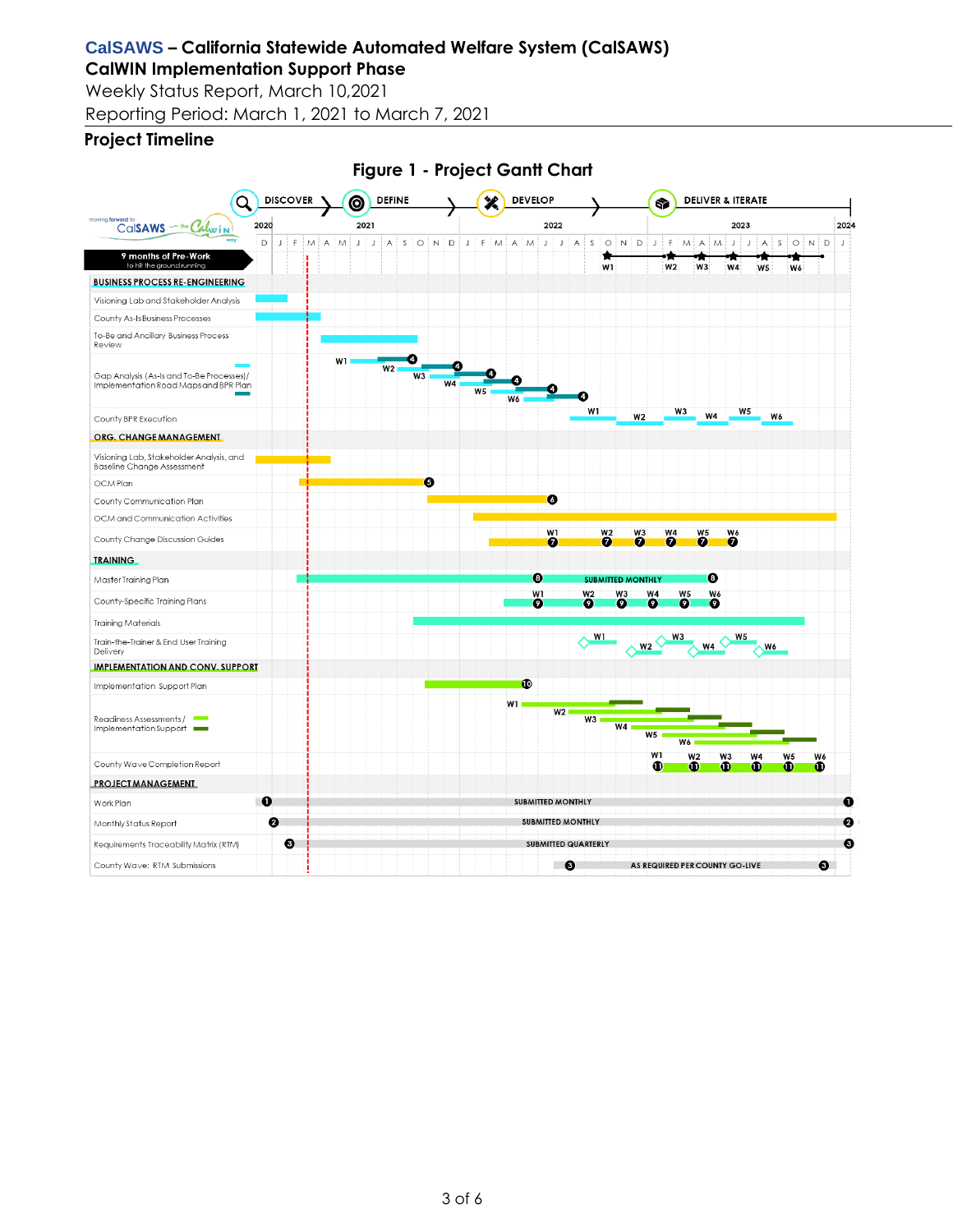## Project Timeline

**Figure 1 - Project Gantt Chart**

DISCOVER › DEFINE › DEVELOP › DELIVER & ITERATE

2020 | 2021 | 2022 | 2023 | 2024

9 months of Pre-Work to hit the ground running

**BUSINESS PROCESS RE-ENGINEERING**
- Visioning Lab and Stakeholder Analysis
- County As-Is Business Processes
- To-Be and Ancillary Business Process Review
- Gap Analysis (As-Is and To-Be Processes)/ Implementation Road Maps and BPR Plan
- County BPR Execution

**ORG. CHANGE MANAGEMENT**
- Visioning Lab, Stakeholder Analysis, and Baseline Change Assessment
- OCM Plan
- County Communication Plan
- OCM and Communication Activities
- County Change Discussion Guides

**TRAINING**
- Master Training Plan — SUBMITTED MONTHLY
- County-Specific Training Plans
- Training Materials
- Train-the-Trainer & End User Training Delivery

**IMPLEMENTATION AND CONV. SUPPORT**
- Implementation Support Plan
- Readiness Assessments / Implementation Support
- County Wave Completion Report

**PROJECT MANAGEMENT**
- Work Plan — SUBMITTED MONTHLY
- Monthly Status Report — SUBMITTED MONTHLY
- Requirements Traceability Matrix (RTM) — SUBMITTED QUARTERLY
- County Wave: RTM Submissions — AS REQUIRED PER COUNTY GO-LIVE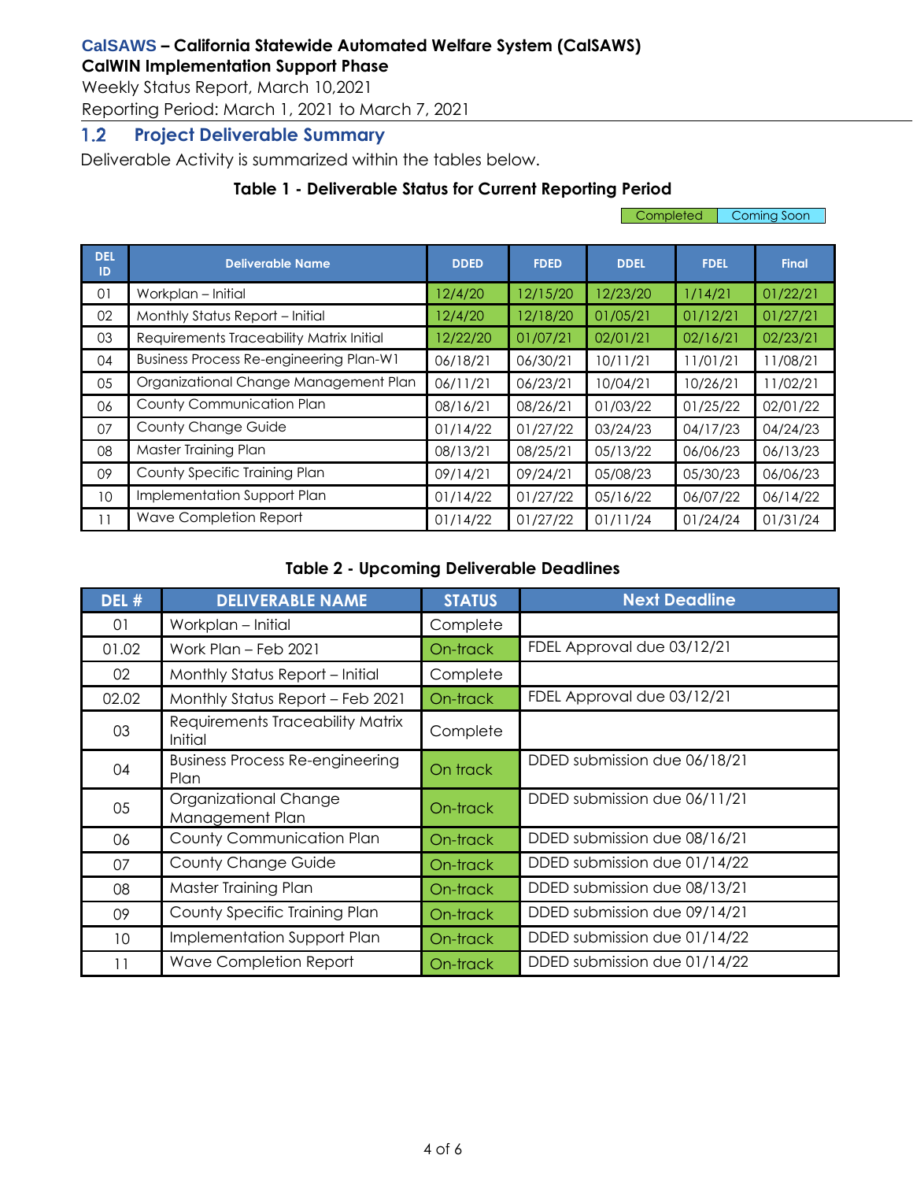## 1.2 Project Deliverable Summary

Deliverable Activity is summarized within the tables below.

**Table 1 - Deliverable Status for Current Reporting Period**

Completed | Coming Soon

| DEL ID | Deliverable Name | DDED | FDED | DDEL | FDEL | Final |
|---|---|---|---|---|---|---|
| 01 | Workplan – Initial | 12/4/20 | 12/15/20 | 12/23/20 | 1/14/21 | 01/22/21 |
| 02 | Monthly Status Report – Initial | 12/4/20 | 12/18/20 | 01/05/21 | 01/12/21 | 01/27/21 |
| 03 | Requirements Traceability Matrix Initial | 12/22/20 | 01/07/21 | 02/01/21 | 02/16/21 | 02/23/21 |
| 04 | Business Process Re-engineering Plan-W1 | 06/18/21 | 06/30/21 | 10/11/21 | 11/01/21 | 11/08/21 |
| 05 | Organizational Change Management Plan | 06/11/21 | 06/23/21 | 10/04/21 | 10/26/21 | 11/02/21 |
| 06 | County Communication Plan | 08/16/21 | 08/26/21 | 01/03/22 | 01/25/22 | 02/01/22 |
| 07 | County Change Guide | 01/14/22 | 01/27/22 | 03/24/23 | 04/17/23 | 04/24/23 |
| 08 | Master Training Plan | 08/13/21 | 08/25/21 | 05/13/22 | 06/06/23 | 06/13/23 |
| 09 | County Specific Training Plan | 09/14/21 | 09/24/21 | 05/08/23 | 05/30/23 | 06/06/23 |
| 10 | Implementation Support Plan | 01/14/22 | 01/27/22 | 05/16/22 | 06/07/22 | 06/14/22 |
| 11 | Wave Completion Report | 01/14/22 | 01/27/22 | 01/11/24 | 01/24/24 | 01/31/24 |

**Table 2 - Upcoming Deliverable Deadlines**

| DEL # | DELIVERABLE NAME | STATUS | Next Deadline |
|---|---|---|---|
| 01 | Workplan – Initial | Complete | |
| 01.02 | Work Plan – Feb 2021 | On-track | FDEL Approval due 03/12/21 |
| 02 | Monthly Status Report – Initial | Complete | |
| 02.02 | Monthly Status Report – Feb 2021 | On-track | FDEL Approval due 03/12/21 |
| 03 | Requirements Traceability Matrix Initial | Complete | |
| 04 | Business Process Re-engineering Plan | On track | DDED submission due 06/18/21 |
| 05 | Organizational Change Management Plan | On-track | DDED submission due 06/11/21 |
| 06 | County Communication Plan | On-track | DDED submission due 08/16/21 |
| 07 | County Change Guide | On-track | DDED submission due 01/14/22 |
| 08 | Master Training Plan | On-track | DDED submission due 08/13/21 |
| 09 | County Specific Training Plan | On-track | DDED submission due 09/14/21 |
| 10 | Implementation Support Plan | On-track | DDED submission due 01/14/22 |
| 11 | Wave Completion Report | On-track | DDED submission due 01/14/22 |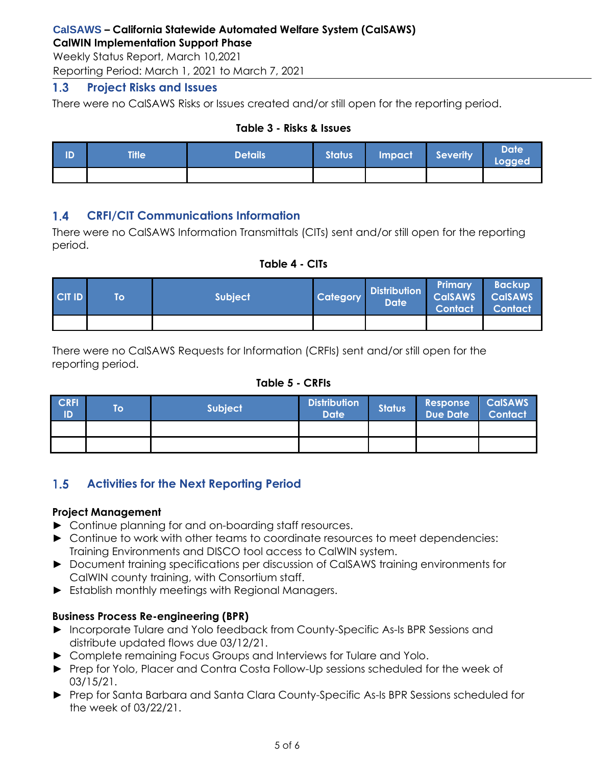## 1.3 Project Risks and Issues

There were no CalSAWS Risks or Issues created and/or still open for the reporting period.

**Table 3 - Risks & Issues**

| ID | Title | Details | Status | Impact | Severity | Date Logged |
|---|---|---|---|---|---|---|
| | | | | | | |

## 1.4 CRFI/CIT Communications Information

There were no CalSAWS Information Transmittals (CITs) sent and/or still open for the reporting period.

**Table 4 - CITs**

| CIT ID | To | Subject | Category | Distribution Date | Primary CalSAWS Contact | Backup CalSAWS Contact |
|---|---|---|---|---|---|---|
| | | | | | | |

There were no CalSAWS Requests for Information (CRFIs) sent and/or still open for the reporting period.

**Table 5 - CRFIs**

| CRFI ID | To | Subject | Distribution Date | Status | Response Due Date | CalSAWS Contact |
|---|---|---|---|---|---|---|
| | | | | | | |
| | | | | | | |

## 1.5 Activities for the Next Reporting Period

**Project Management**

- Continue planning for and on-boarding staff resources.
- Continue to work with other teams to coordinate resources to meet dependencies: Training Environments and DISCO tool access to CalWIN system.
- Document training specifications per discussion of CalSAWS training environments for CalWIN county training, with Consortium staff.
- Establish monthly meetings with Regional Managers.

**Business Process Re-engineering (BPR)**

- Incorporate Tulare and Yolo feedback from County-Specific As-Is BPR Sessions and distribute updated flows due 03/12/21.
- Complete remaining Focus Groups and Interviews for Tulare and Yolo.
- Prep for Yolo, Placer and Contra Costa Follow-Up sessions scheduled for the week of 03/15/21.
- Prep for Santa Barbara and Santa Clara County-Specific As-Is BPR Sessions scheduled for the week of 03/22/21.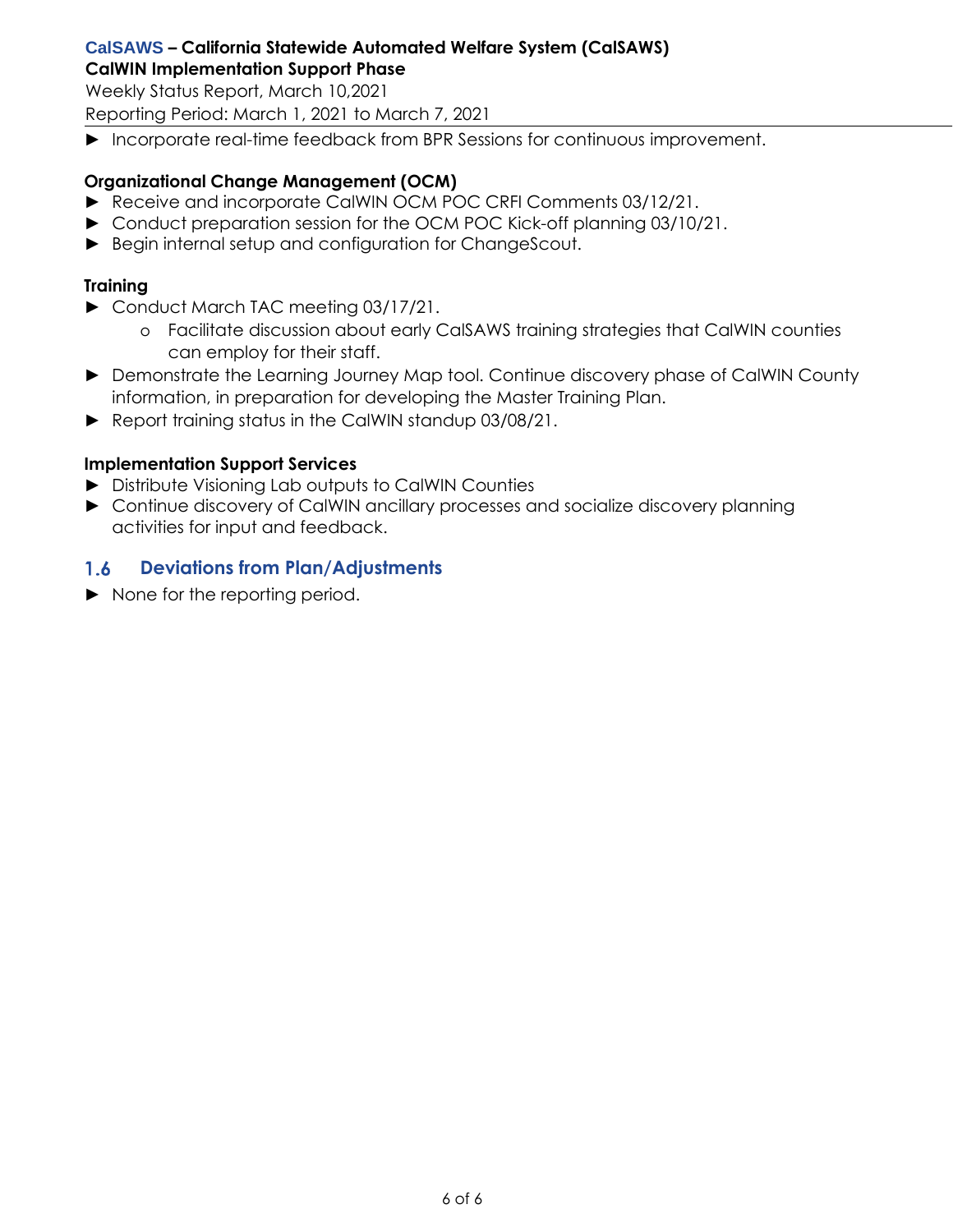- Incorporate real-time feedback from BPR Sessions for continuous improvement.

**Organizational Change Management (OCM)**

- Receive and incorporate CalWIN OCM POC CRFI Comments 03/12/21.
- Conduct preparation session for the OCM POC Kick-off planning 03/10/21.
- Begin internal setup and configuration for ChangeScout.

**Training**

- Conduct March TAC meeting 03/17/21.
  - Facilitate discussion about early CalSAWS training strategies that CalWIN counties can employ for their staff.
- Demonstrate the Learning Journey Map tool. Continue discovery phase of CalWIN County information, in preparation for developing the Master Training Plan.
- Report training status in the CalWIN standup 03/08/21.

**Implementation Support Services**

- Distribute Visioning Lab outputs to CalWIN Counties
- Continue discovery of CalWIN ancillary processes and socialize discovery planning activities for input and feedback.

## 1.6 Deviations from Plan/Adjustments

- None for the reporting period.